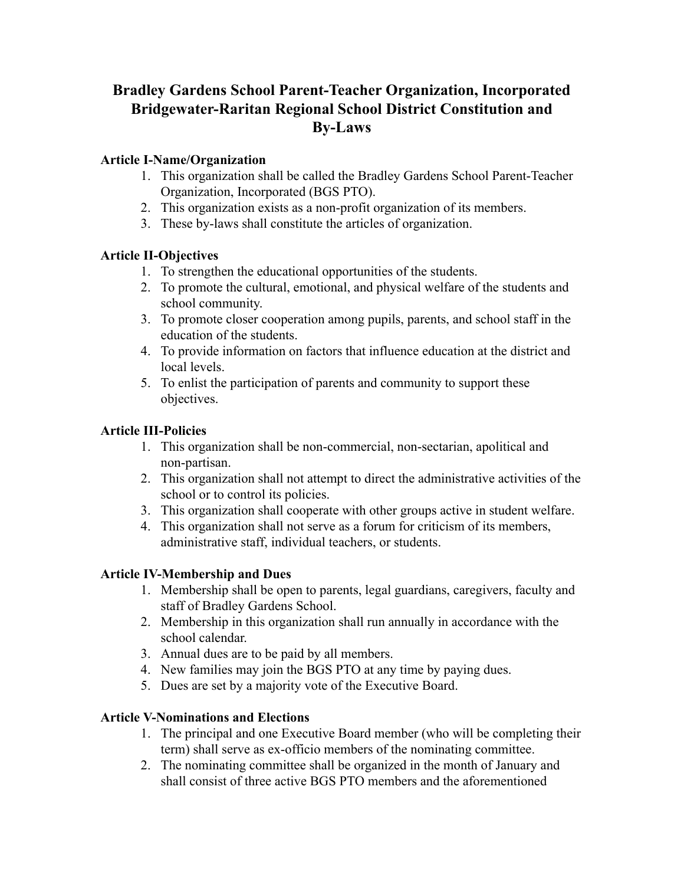# Bradley Gardens School Parent-Teacher Organization, Incorporated Bridgewater-Raritan Regional School District Constitution and By-Laws

**Article I-Name/Organization**

1. This organization shall be called the Bradley Gardens School Parent-Teacher Organization, Incorporated (BGS PTO).
2. This organization exists as a non-profit organization of its members.
3. These by-laws shall constitute the articles of organization.

**Article II-Objectives**

1. To strengthen the educational opportunities of the students.
2. To promote the cultural, emotional, and physical welfare of the students and school community.
3. To promote closer cooperation among pupils, parents, and school staff in the education of the students.
4. To provide information on factors that influence education at the district and local levels.
5. To enlist the participation of parents and community to support these objectives.

**Article III-Policies**

1. This organization shall be non-commercial, non-sectarian, apolitical and non-partisan.
2. This organization shall not attempt to direct the administrative activities of the school or to control its policies.
3. This organization shall cooperate with other groups active in student welfare.
4. This organization shall not serve as a forum for criticism of its members, administrative staff, individual teachers, or students.

**Article IV-Membership and Dues**

1. Membership shall be open to parents, legal guardians, caregivers, faculty and staff of Bradley Gardens School.
2. Membership in this organization shall run annually in accordance with the school calendar.
3. Annual dues are to be paid by all members.
4. New families may join the BGS PTO at any time by paying dues.
5. Dues are set by a majority vote of the Executive Board.

**Article V-Nominations and Elections**

1. The principal and one Executive Board member (who will be completing their term) shall serve as ex-officio members of the nominating committee.
2. The nominating committee shall be organized in the month of January and shall consist of three active BGS PTO members and the aforementioned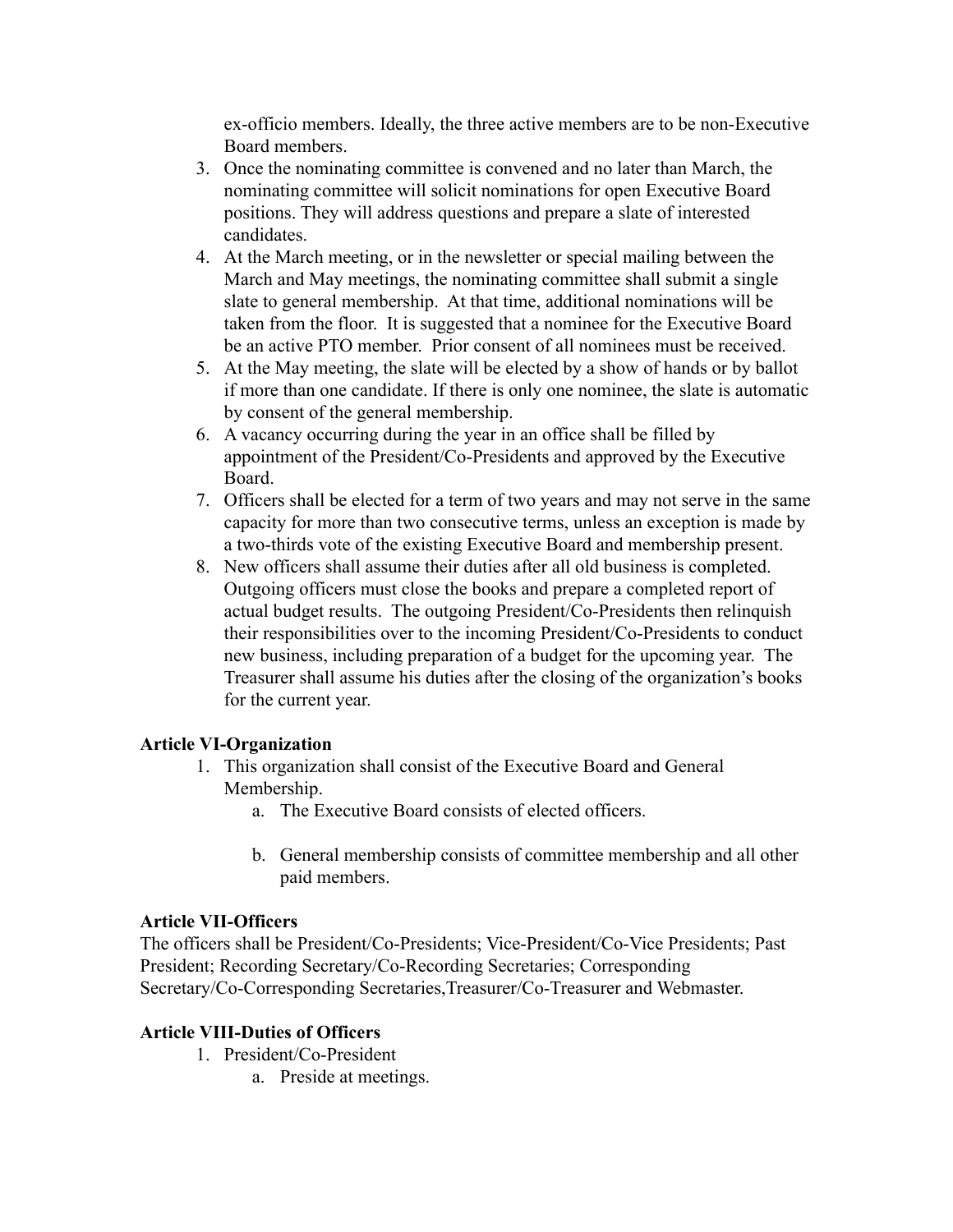ex-officio members. Ideally, the three active members are to be non-Executive Board members.

3. Once the nominating committee is convened and no later than March, the nominating committee will solicit nominations for open Executive Board positions. They will address questions and prepare a slate of interested candidates.
4. At the March meeting, or in the newsletter or special mailing between the March and May meetings, the nominating committee shall submit a single slate to general membership. At that time, additional nominations will be taken from the floor. It is suggested that a nominee for the Executive Board be an active PTO member. Prior consent of all nominees must be received.
5. At the May meeting, the slate will be elected by a show of hands or by ballot if more than one candidate. If there is only one nominee, the slate is automatic by consent of the general membership.
6. A vacancy occurring during the year in an office shall be filled by appointment of the President/Co-Presidents and approved by the Executive Board.
7. Officers shall be elected for a term of two years and may not serve in the same capacity for more than two consecutive terms, unless an exception is made by a two-thirds vote of the existing Executive Board and membership present.
8. New officers shall assume their duties after all old business is completed. Outgoing officers must close the books and prepare a completed report of actual budget results. The outgoing President/Co-Presidents then relinquish their responsibilities over to the incoming President/Co-Presidents to conduct new business, including preparation of a budget for the upcoming year. The Treasurer shall assume his duties after the closing of the organization's books for the current year.

**Article VI-Organization**

1. This organization shall consist of the Executive Board and General Membership.
    a. The Executive Board consists of elected officers.

    b. General membership consists of committee membership and all other paid members.

**Article VII-Officers**

The officers shall be President/Co-Presidents; Vice-President/Co-Vice Presidents; Past President; Recording Secretary/Co-Recording Secretaries; Corresponding Secretary/Co-Corresponding Secretaries,Treasurer/Co-Treasurer and Webmaster.

**Article VIII-Duties of Officers**

1. President/Co-President
    a. Preside at meetings.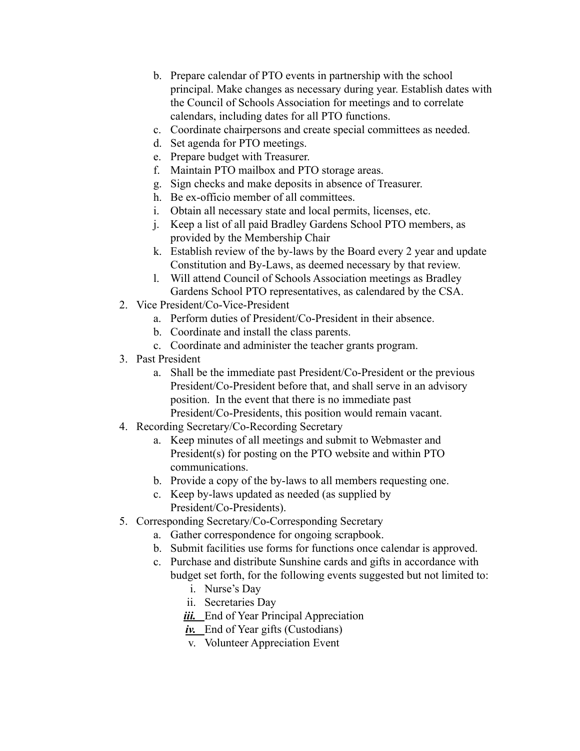b. Prepare calendar of PTO events in partnership with the school principal. Make changes as necessary during year. Establish dates with the Council of Schools Association for meetings and to correlate calendars, including dates for all PTO functions.
   c. Coordinate chairpersons and create special committees as needed.
   d. Set agenda for PTO meetings.
   e. Prepare budget with Treasurer.
   f. Maintain PTO mailbox and PTO storage areas.
   g. Sign checks and make deposits in absence of Treasurer.
   h. Be ex-officio member of all committees.
   i. Obtain all necessary state and local permits, licenses, etc.
   j. Keep a list of all paid Bradley Gardens School PTO members, as provided by the Membership Chair
   k. Establish review of the by-laws by the Board every 2 year and update Constitution and By-Laws, as deemed necessary by that review.
   l. Will attend Council of Schools Association meetings as Bradley Gardens School PTO representatives, as calendared by the CSA.

2. Vice President/Co-Vice-President
   a. Perform duties of President/Co-President in their absence.
   b. Coordinate and install the class parents.
   c. Coordinate and administer the teacher grants program.
3. Past President
   a. Shall be the immediate past President/Co-President or the previous President/Co-President before that, and shall serve in an advisory position. In the event that there is no immediate past President/Co-Presidents, this position would remain vacant.
4. Recording Secretary/Co-Recording Secretary
   a. Keep minutes of all meetings and submit to Webmaster and President(s) for posting on the PTO website and within PTO communications.
   b. Provide a copy of the by-laws to all members requesting one.
   c. Keep by-laws updated as needed (as supplied by President/Co-Presidents).
5. Corresponding Secretary/Co-Corresponding Secretary
   a. Gather correspondence for ongoing scrapbook.
   b. Submit facilities use forms for functions once calendar is approved.
   c. Purchase and distribute Sunshine cards and gifts in accordance with budget set forth, for the following events suggested but not limited to:
      i. Nurse's Day
      ii. Secretaries Day
      ***iii.*** End of Year Principal Appreciation
      ***iv.*** End of Year gifts (Custodians)
      v. Volunteer Appreciation Event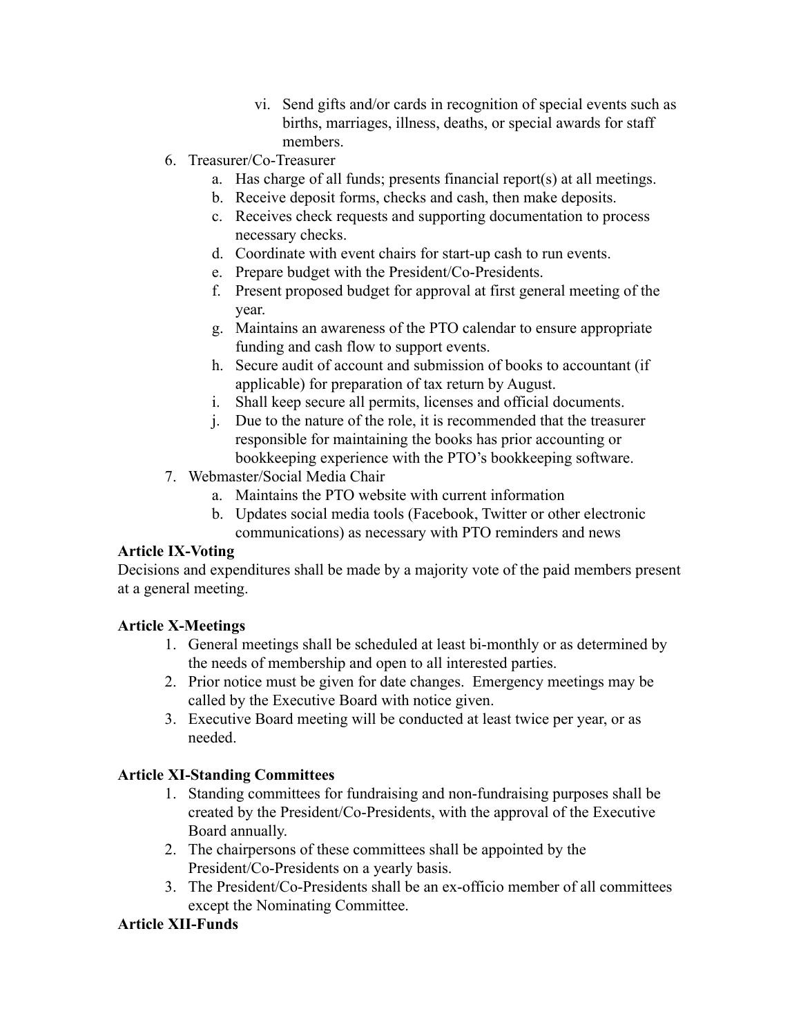vi. Send gifts and/or cards in recognition of special events such as births, marriages, illness, deaths, or special awards for staff members.

6. Treasurer/Co-Treasurer
   a. Has charge of all funds; presents financial report(s) at all meetings.
   b. Receive deposit forms, checks and cash, then make deposits.
   c. Receives check requests and supporting documentation to process necessary checks.
   d. Coordinate with event chairs for start-up cash to run events.
   e. Prepare budget with the President/Co-Presidents.
   f. Present proposed budget for approval at first general meeting of the year.
   g. Maintains an awareness of the PTO calendar to ensure appropriate funding and cash flow to support events.
   h. Secure audit of account and submission of books to accountant (if applicable) for preparation of tax return by August.
   i. Shall keep secure all permits, licenses and official documents.
   j. Due to the nature of the role, it is recommended that the treasurer responsible for maintaining the books has prior accounting or bookkeeping experience with the PTO's bookkeeping software.
7. Webmaster/Social Media Chair
   a. Maintains the PTO website with current information
   b. Updates social media tools (Facebook, Twitter or other electronic communications) as necessary with PTO reminders and news

**Article IX-Voting**

Decisions and expenditures shall be made by a majority vote of the paid members present at a general meeting.

**Article X-Meetings**

1. General meetings shall be scheduled at least bi-monthly or as determined by the needs of membership and open to all interested parties.
2. Prior notice must be given for date changes. Emergency meetings may be called by the Executive Board with notice given.
3. Executive Board meeting will be conducted at least twice per year, or as needed.

**Article XI-Standing Committees**

1. Standing committees for fundraising and non-fundraising purposes shall be created by the President/Co-Presidents, with the approval of the Executive Board annually.
2. The chairpersons of these committees shall be appointed by the President/Co-Presidents on a yearly basis.
3. The President/Co-Presidents shall be an ex-officio member of all committees except the Nominating Committee.

**Article XII-Funds**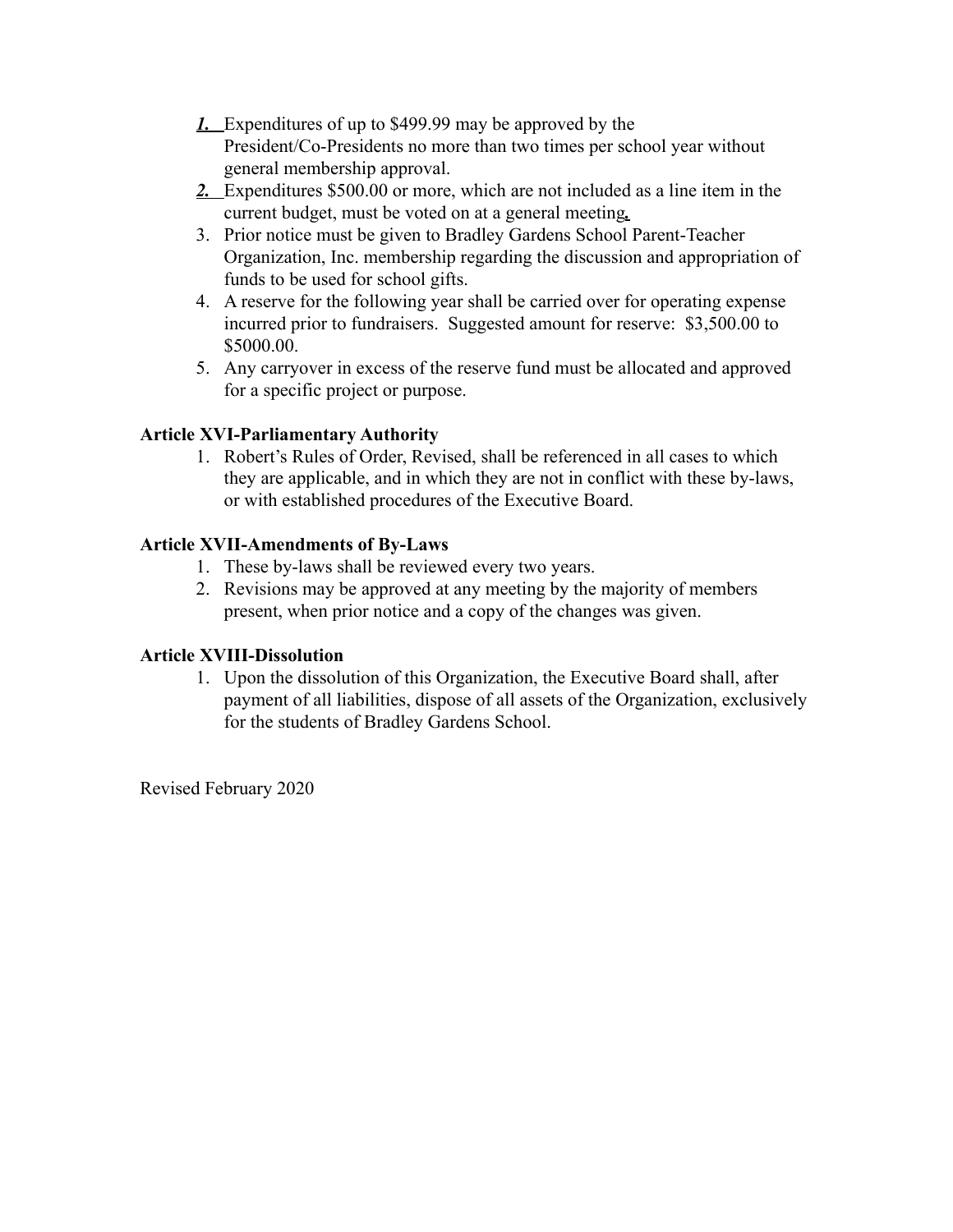1. Expenditures of up to $499.99 may be approved by the President/Co-Presidents no more than two times per school year without general membership approval.
2. Expenditures $500.00 or more, which are not included as a line item in the current budget, must be voted on at a general meeting.
3. Prior notice must be given to Bradley Gardens School Parent-Teacher Organization, Inc. membership regarding the discussion and appropriation of funds to be used for school gifts.
4. A reserve for the following year shall be carried over for operating expense incurred prior to fundraisers. Suggested amount for reserve: $3,500.00 to $5000.00.
5. Any carryover in excess of the reserve fund must be allocated and approved for a specific project or purpose.

**Article XVI-Parliamentary Authority**

1. Robert's Rules of Order, Revised, shall be referenced in all cases to which they are applicable, and in which they are not in conflict with these by-laws, or with established procedures of the Executive Board.

**Article XVII-Amendments of By-Laws**

1. These by-laws shall be reviewed every two years.
2. Revisions may be approved at any meeting by the majority of members present, when prior notice and a copy of the changes was given.

**Article XVIII-Dissolution**

1. Upon the dissolution of this Organization, the Executive Board shall, after payment of all liabilities, dispose of all assets of the Organization, exclusively for the students of Bradley Gardens School.

Revised February 2020